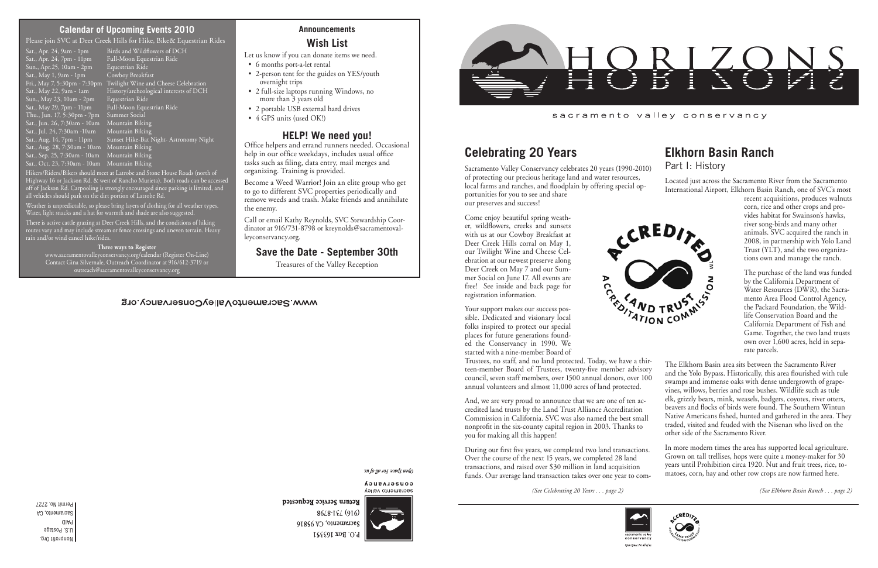## Calendar of Upcoming Events 2010

Please join SVC at Deer Creek Hills for Hike, Bike& Equestrian Rides

| | |
|---|---|
| Sat., Apr. 24, 9am - 1pm | Birds and Wildflowers of DCH |
| Sat., Apr. 24, 7pm - 11pm | Full-Moon Equestrian Ride |
| Sun., Apr.25, 10am - 2pm | Equestrian Ride |
| Sat., May 1, 9am - 1pm | Cowboy Breakfast |
| Fri., May 7, 5:30pm - 7:30pm | Twilight Wine and Cheese Celebration |
| Sat., May 22, 9am - 1am | History/archeological interests of DCH |
| Sun., May 23, 10am - 2pm | Equestrian Ride |
| Sat., May 29, 7pm - 11pm | Full-Moon Equestrian Ride |
| Thu., Jun. 17, 5:30pm - 7pm | Summer Social |
| Sat., Jun. 26, 7:30am - 10am | Mountain Biking |
| Sat., Jul. 24, 7:30am -10am | Mountain Biking |
| Sat., Aug. 14, 7pm - 11pm | Sunset Hike-Bat Night- Astronomy Night |
| Sat., Aug. 28, 7:30am - 10am | Mountain Biking |
| Sat., Sep. 25, 7:30am - 10am | Mountain Biking |
| Sat., Oct. 23, 7:30am - 10am | Mountain Biking |

Hikers/Riders/Bikers should meet at Latrobe and Stone House Roads (north of Highway 16 or Jackson Rd. & west of Rancho Murieta). Both roads can be accessed off of Jackson Rd. Carpooling is strongly encouraged since parking is limited, and all vehicles should park on the dirt portion of Latrobe Rd.

Weather is unpredictable, so please bring layers of clothing for all weather types. Water, light snacks and a hat for warmth and shade are also suggested.

There is active cattle grazing at Deer Creek Hills, and the conditions of hiking routes vary and may include stream or fence crossings and uneven terrain. Heavy rain and/or wind cancel hike/rides.

**Three ways to Register**

www.sacramentovalleyconservancy.org/calendar (Register On-Line)
Contact Gina Silvernale, Outreach Coordinator at 916/612-3719 or outreach@sacramentovalleyconservancy.org

## Announcements

### Wish List

Let us know if you can donate items we need.

- 6 months port-a-let rental
- 2-person tent for the guides on YES/youth overnight trips
- 2 full-size laptops running Windows, no more than 3 years old
- 2 portable USB external hard drives
- 4 GPS units (used OK!)

### HELP! We need you!

Office helpers and errand runners needed. Occasional help in our office weekdays, includes usual office tasks such as filing, data entry, mail merges and organizing. Training is provided.

Become a Weed Warrior! Join an elite group who get to go to different SVC properties periodically and remove weeds and trash. Make friends and annihilate the enemy.

Call or email Kathy Reynolds, SVC Stewardship Coordinator at 916/731-8798 or kreynolds@sacramentovalleyconservancy.org.

### Save the Date - September 30th

Treasures of the Valley Reception

www.SacramentoValleyConservancy.org

sacramento valley conservancy
*Open Space. For all of us.*

P.O. Box 163351
Sacramento, CA 95816
(916) 731-8798

**Return Service Requested**

Nonprofit Org.
U.S. Postage
PAID
Sacramento, CA
Permit No. 2727

# HORIZONS

sacramento valley conservancy

## Celebrating 20 Years

Sacramento Valley Conservancy celebrates 20 years (1990-2010) of protecting our precious heritage land and water resources, local farms and ranches, and floodplain by offering special opportunities for you to see and share our preserves and success!

Come enjoy beautiful spring weather, wildflowers, creeks and sunsets with us at our Cowboy Breakfast at Deer Creek Hills corral on May 1, our Twilight Wine and Cheese Celebration at our newest preserve along Deer Creek on May 7 and our Summer Social on June 17. All events are free! See inside and back page for registration information.

Your support makes our success possible. Dedicated and visionary local folks inspired to protect our special places for future generations founded the Conservancy in 1990. We started with a nine-member Board of Trustees, no staff, and no land protected. Today, we have a thirteen-member Board of Trustees, twenty-five member advisory council, seven staff members, over 1500 annual donors, over 100 annual volunteers and almost 11,000 acres of land protected.

And, we are very proud to announce that we are one of ten accredited land trusts by the Land Trust Alliance Accreditation Commission in California. SVC was also named the best small nonprofit in the six-county capital region in 2003. Thanks to you for making all this happen!

During our first five years, we completed two land transactions. Over the course of the next 15 years, we completed 28 land transactions, and raised over $30 million in land acquisition funds. Our average land transaction takes over one year to com-

*(See Celebrating 20 Years . . . page 2)*

ACCREDITED™ LAND TRUST ACCREDITATION COMMISSION

## Elkhorn Basin Ranch

### Part I: History

Located just across the Sacramento River from the Sacramento International Airport, Elkhorn Basin Ranch, one of SVC's most recent acquisitions, produces walnuts corn, rice and other crops and provides habitat for Swainson's hawks, river song-birds and many other animals. SVC acquired the ranch in 2008, in partnership with Yolo Land Trust (YLT), and the two organizations own and manage the ranch.

The purchase of the land was funded by the California Department of Water Resources (DWR), the Sacramento Area Flood Control Agency, the Packard Foundation, the Wildlife Conservation Board and the California Department of Fish and Game. Together, the two land trusts own over 1,600 acres, held in separate parcels.

The Elkhorn Basin area sits between the Sacramento River and the Yolo Bypass. Historically, this area flourished with tule swamps and immense oaks with dense undergrowth of grapevines, willows, berries and rose bushes. Wildlife such as tule elk, grizzly bears, mink, weasels, badgers, coyotes, river otters, beavers and flocks of birds were found. The Southern Wintun Native Americans fished, hunted and gathered in the area. They traded, visited and feuded with the Nisenan who lived on the other side of the Sacramento River.

In more modern times the area has supported local agriculture. Grown on tall trellises, hops were quite a money-maker for 30 years until Prohibition circa 1920. Nut and fruit trees, rice, tomatoes, corn, hay and other row crops are now farmed here.

*(See Elkhorn Basin Ranch . . . page 2)*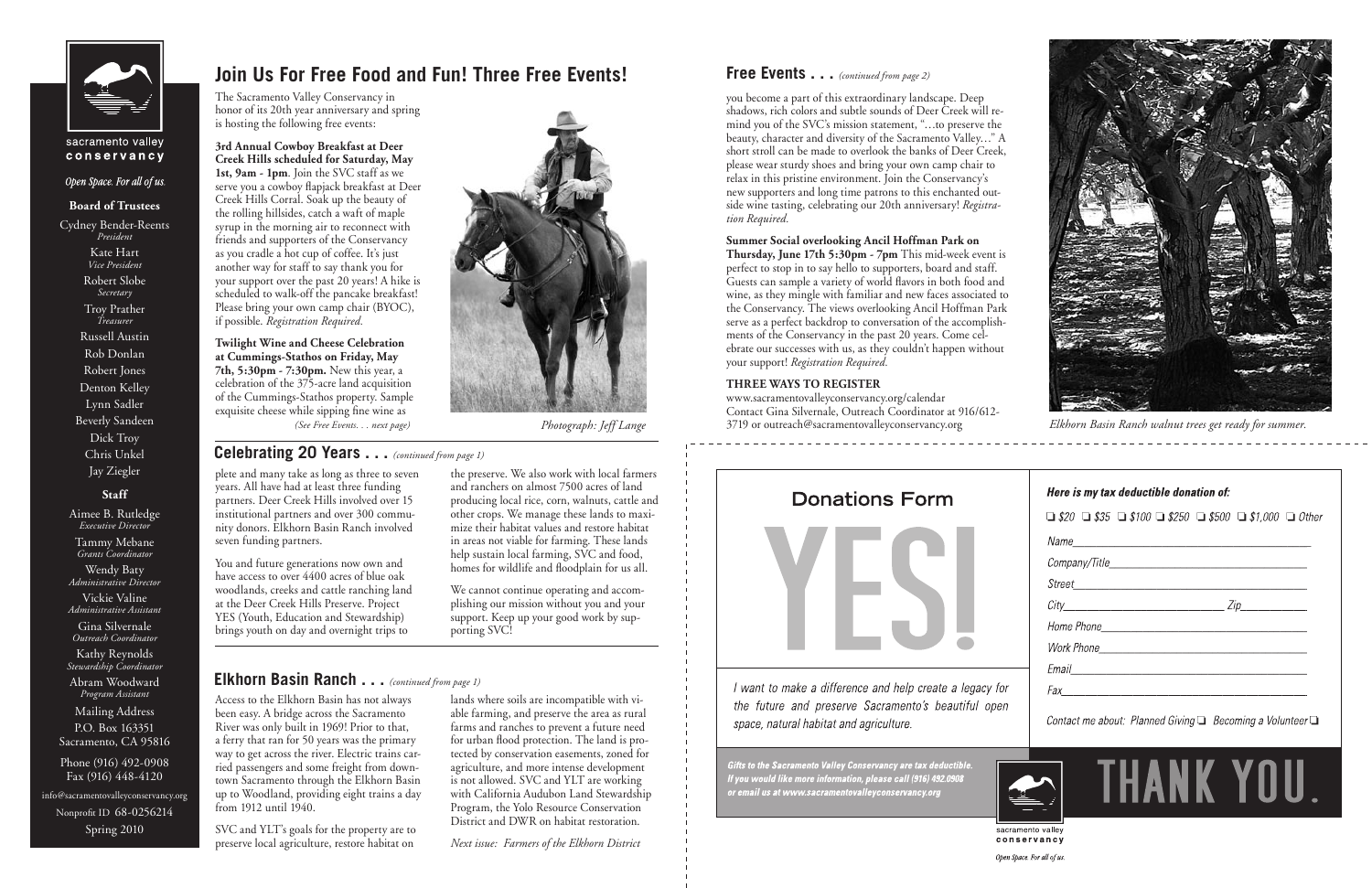sacramento valley
conservancy

*Open Space. For all of us.*

**Board of Trustees**

Cydney Bender-Reents
*President*

Kate Hart
*Vice President*

Robert Slobe
*Secretary*

Troy Prather
*Treasurer*

Russell Austin

Rob Donlan

Robert Jones

Denton Kelley

Lynn Sadler

Beverly Sandeen

Dick Troy

Chris Unkel

Jay Ziegler

**Staff**

Aimee B. Rutledge
*Executive Director*

Tammy Mebane
*Grants Coordinator*

Wendy Baty
*Administrative Director*

Vickie Valine
*Administrative Assistant*

Gina Silvernale
*Outreach Coordinator*

Kathy Reynolds
*Stewardship Coordinator*

Abram Woodward
*Program Assistant*

Mailing Address
P.O. Box 163351
Sacramento, CA 95816

Phone (916) 492-0908
Fax (916) 448-4120

info@sacramentovalleyconservancy.org

Nonprofit ID 68-0256214

Spring 2010

## Join Us For Free Food and Fun! Three Free Events!

The Sacramento Valley Conservancy in honor of its 20th year anniversary and spring is hosting the following free events:

**3rd Annual Cowboy Breakfast at Deer Creek Hills scheduled for Saturday, May 1st, 9am - 1pm**. Join the SVC staff as we serve you a cowboy flapjack breakfast at Deer Creek Hills Corral. Soak up the beauty of the rolling hillsides, catch a waft of maple syrup in the morning air to reconnect with friends and supporters of the Conservancy as you cradle a hot cup of coffee. It's just another way for staff to say thank you for your support over the past 20 years! A hike is scheduled to walk-off the pancake breakfast! Please bring your own camp chair (BYOC), if possible. *Registration Required.*

**Twilight Wine and Cheese Celebration at Cummings-Stathos on Friday, May 7th, 5:30pm - 7:30pm.** New this year, a celebration of the 375-acre land acquisition of the Cummings-Stathos property. Sample exquisite cheese while sipping fine wine as

*(See Free Events. . . next page)*

*Photograph: Jeff Lange*

## Celebrating 20 Years . . . *(continued from page 1)*

plete and many take as long as three to seven years. All have had at least three funding partners. Deer Creek Hills involved over 15 institutional partners and over 300 community donors. Elkhorn Basin Ranch involved seven funding partners.

You and future generations now own and have access to over 4400 acres of blue oak woodlands, creeks and cattle ranching land at the Deer Creek Hills Preserve. Project YES (Youth, Education and Stewardship) brings youth on day and overnight trips to the preserve. We also work with local farmers and ranchers on almost 7500 acres of land producing local rice, corn, walnuts, cattle and other crops. We manage these lands to maximize their habitat values and restore habitat in areas not viable for farming. These lands help sustain local farming, SVC and food, homes for wildlife and floodplain for us all.

We cannot continue operating and accomplishing our mission without you and your support. Keep up your good work by supporting SVC!

## Elkhorn Basin Ranch . . . *(continued from page 1)*

Access to the Elkhorn Basin has not always been easy. A bridge across the Sacramento River was only built in 1969! Prior to that, a ferry that ran for 50 years was the primary way to get across the river. Electric trains carried passengers and some freight from downtown Sacramento through the Elkhorn Basin up to Woodland, providing eight trains a day from 1912 until 1940.

SVC and YLT's goals for the property are to preserve local agriculture, restore habitat on lands where soils are incompatible with viable farming, and preserve the area as rural farms and ranches to prevent a future need for urban flood protection. The land is protected by conservation easements, zoned for agriculture, and more intense development is not allowed. SVC and YLT are working with California Audubon Land Stewardship Program, the Yolo Resource Conservation District and DWR on habitat restoration.

*Next issue: Farmers of the Elkhorn District*

## Free Events . . . *(continued from page 2)*

you become a part of this extraordinary landscape. Deep shadows, rich colors and subtle sounds of Deer Creek will remind you of the SVC's mission statement, "…to preserve the beauty, character and diversity of the Sacramento Valley…" A short stroll can be made to overlook the banks of Deer Creek, please wear sturdy shoes and bring your own camp chair to relax in this pristine environment. Join the Conservancy's new supporters and long time patrons to this enchanted outside wine tasting, celebrating our 20th anniversary! *Registration Required.*

**Summer Social overlooking Ancil Hoffman Park on Thursday, June 17th 5:30pm - 7pm** This mid-week event is perfect to stop in to say hello to supporters, board and staff. Guests can sample a variety of world flavors in both food and wine, as they mingle with familiar and new faces associated to the Conservancy. The views overlooking Ancil Hoffman Park serve as a perfect backdrop to conversation of the accomplishments of the Conservancy in the past 20 years. Come celebrate our successes with us, as they couldn't happen without your support! *Registration Required.*

**THREE WAYS TO REGISTER**

www.sacramentovalleyconservancy.org/calendar
Contact Gina Silvernale, Outreach Coordinator at 916/612-3719 or outreach@sacramentovalleyconservancy.org

*Elkhorn Basin Ranch walnut trees get ready for summer.*

## Donations Form

# YES!

*I want to make a difference and help create a legacy for the future and preserve Sacramento's beautiful open space, natural habitat and agriculture.*

***Gifts to the Sacramento Valley Conservancy are tax deductible. If you would like more information, please call (916) 492.0908 or email us at www.sacramentovalleyconservancy.org***

***Here is my tax deductible donation of:***

❑ $20 ❑ $35 ❑ $100 ❑ $250 ❑ $500 ❑ $1,000 ❑ Other

Name\_\_\_\_\_\_\_\_\_\_\_\_\_\_\_\_\_\_\_\_\_\_\_\_\_\_\_\_\_\_

Company/Title\_\_\_\_\_\_\_\_\_\_\_\_\_\_\_\_\_\_\_\_\_\_\_\_\_\_\_\_\_\_

Street\_\_\_\_\_\_\_\_\_\_\_\_\_\_\_\_\_\_\_\_\_\_\_\_\_\_\_\_\_\_

City\_\_\_\_\_\_\_\_\_\_\_\_\_\_\_\_\_\_\_\_ Zip\_\_\_\_\_\_\_\_\_\_

Home Phone\_\_\_\_\_\_\_\_\_\_\_\_\_\_\_\_\_\_\_\_\_\_\_\_\_\_\_\_\_\_

Work Phone\_\_\_\_\_\_\_\_\_\_\_\_\_\_\_\_\_\_\_\_\_\_\_\_\_\_\_\_\_\_

Email\_\_\_\_\_\_\_\_\_\_\_\_\_\_\_\_\_\_\_\_\_\_\_\_\_\_\_\_\_\_

Fax\_\_\_\_\_\_\_\_\_\_\_\_\_\_\_\_\_\_\_\_\_\_\_\_\_\_\_\_\_\_

Contact me about: Planned Giving ❑ Becoming a Volunteer ❑

# THANK YOU.

sacramento valley
conservancy

*Open Space. For all of us.*